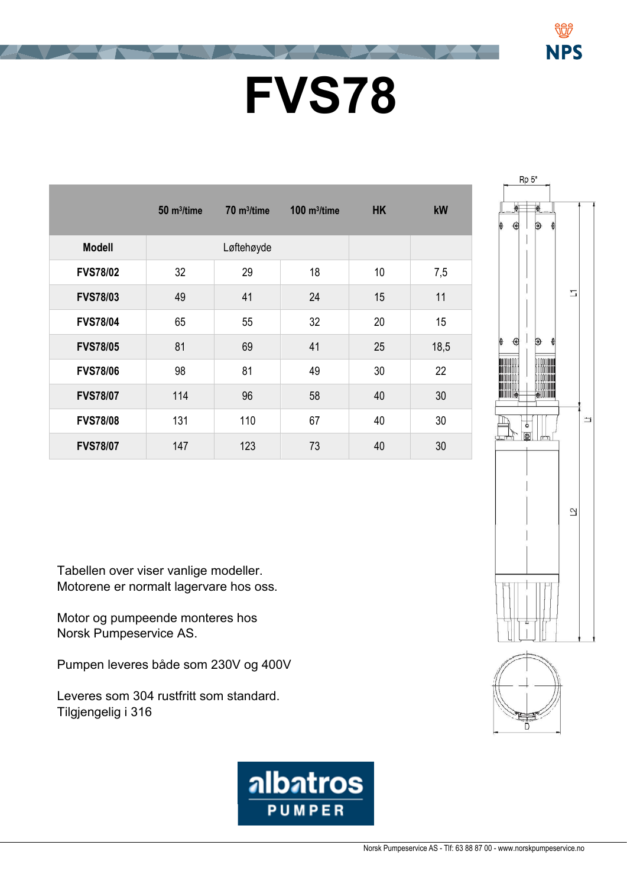# FVS78

| | 50 m³/time | 70 m³/time | 100 m³/time | HK | kW |
|---|---|---|---|---|---|
| **Modell** | Løftehøyde | | | | |
| **FVS78/02** | 32 | 29 | 18 | 10 | 7,5 |
| **FVS78/03** | 49 | 41 | 24 | 15 | 11 |
| **FVS78/04** | 65 | 55 | 32 | 20 | 15 |
| **FVS78/05** | 81 | 69 | 41 | 25 | 18,5 |
| **FVS78/06** | 98 | 81 | 49 | 30 | 22 |
| **FVS78/07** | 114 | 96 | 58 | 40 | 30 |
| **FVS78/08** | 131 | 110 | 67 | 40 | 30 |
| **FVS78/07** | 147 | 123 | 73 | 40 | 30 |

Rp 5"

L1

Lt

L2

D

Tabellen over viser vanlige modeller.
Motorene er normalt lagervare hos oss.

Motor og pumpeende monteres hos
Norsk Pumpeservice AS.

Pumpen leveres både som 230V og 400V

Leveres som 304 rustfritt som standard.
Tilgjengelig i 316

albatros PUMPER

Norsk Pumpeservice AS - Tlf: 63 88 87 00 - www.norskpumpeservice.no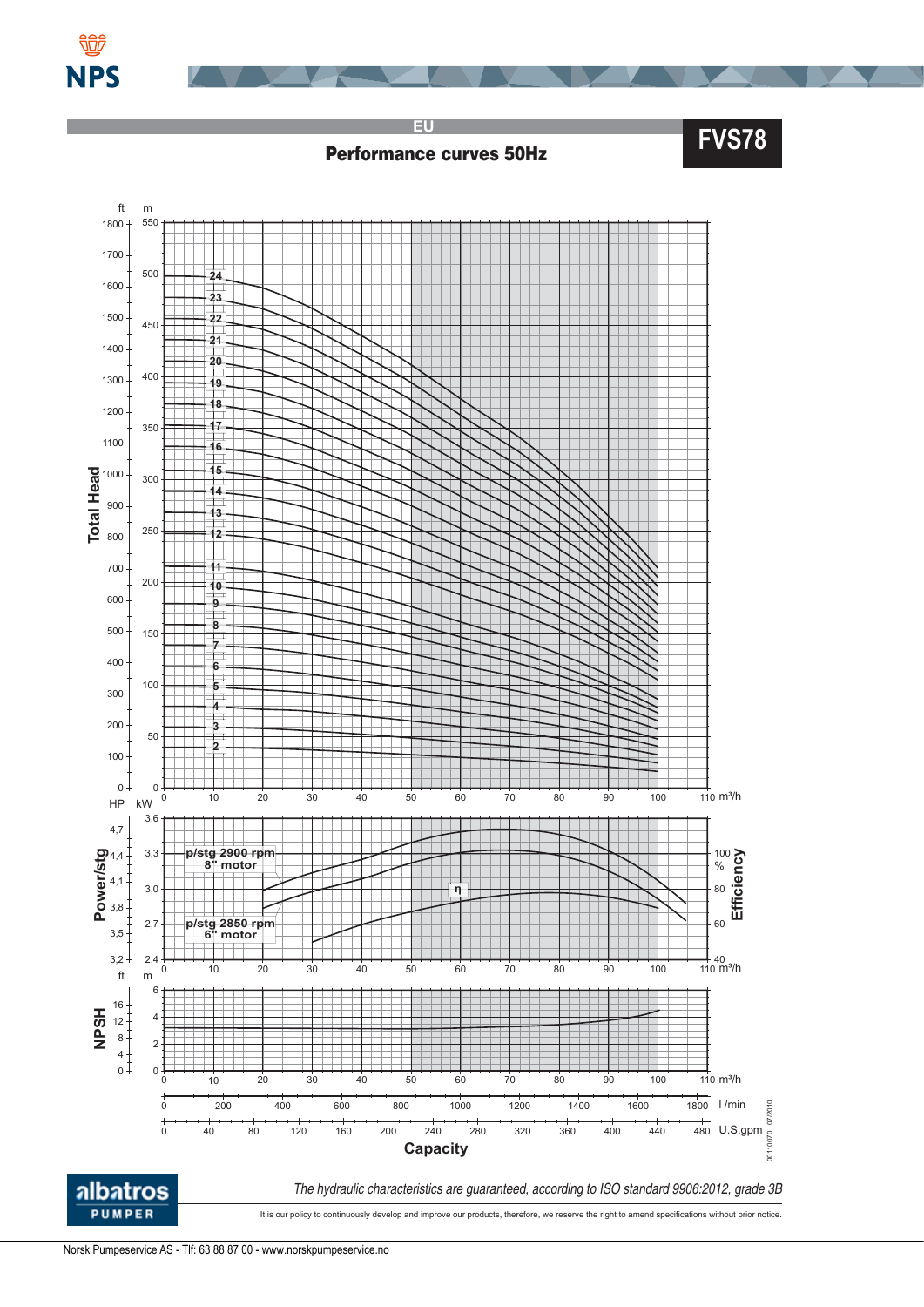NPS

EU

# Performance curves 50Hz

**FVS78**

ft m

1800 550
1700
1600 500
1500
1400 450
1300 400
1200
1100 350
1000 300
900
800 250
700
600 200
500 150
400
300 100
200 50
100
0 0

**Total Head**

24
23
22
21
20
19
18
17
16
15
14
13
12
11
10
9
8
7
6
5
4
3
2

0 10 20 30 40 50 60 70 80 90 100 110 m³/h

HP kW

4,7 3,6
4,4 3,3
4,1 3,0
3,8 2,7
3,5
3,2 2,4

**Power/stg**

p/stg 2900 rpm
8" motor

p/stg 2850 rpm
6" motor

η

100 %
80
60
40

**Efficiency**

0 10 20 30 40 50 60 70 80 90 100 110 m³/h

ft m

16 6
12 4
8
4 2
0 0

**NPSH**

0 10 20 30 40 50 60 70 80 90 100 110 m³/h

0 200 400 600 800 1000 1200 1400 1600 1800 l /min

0 40 80 120 160 200 240 280 320 360 400 440 480 U.S.gpm

**Capacity**

00110070 07/2010

albatros PUMPER

*The hydraulic characteristics are guaranteed, according to ISO standard 9906:2012, grade 3B*

It is our policy to continuously develop and improve our products, therefore, we reserve the right to amend specifications without prior notice.

Norsk Pumpeservice AS - Tlf: 63 88 87 00 - www.norskpumpeservice.no